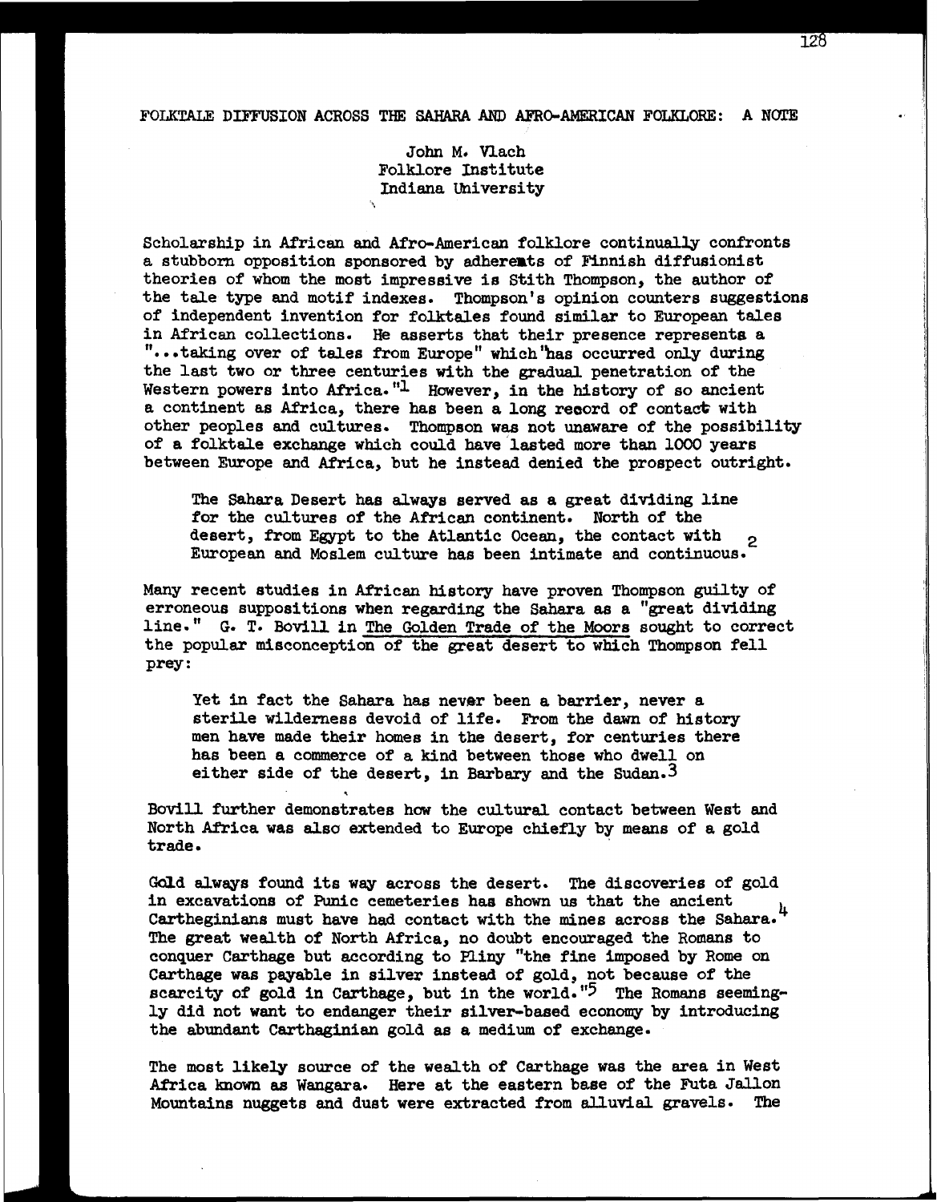# FOLKTALE DIFFUSION ACROSS THE SAHARA AND AFRO-AMERICAN FOLKLORE: A NOTE

John M. Vlach
Folklore Institute
Indiana University

Scholarship in African and Afro-American folklore continually confronts a stubborn opposition sponsored by adherents of Finnish diffusionist theories of whom the most impressive is Stith Thompson, the author of the tale type and motif indexes. Thompson's opinion counters suggestions of independent invention for folktales found similar to European tales in African collections. He asserts that their presence represents a "...taking over of tales from Europe" which "has occurred only during the last two or three centuries with the gradual penetration of the Western powers into Africa."[1] However, in the history of so ancient a continent as Africa, there has been a long record of contact with other peoples and cultures. Thompson was not unaware of the possibility of a folktale exchange which could have lasted more than 1000 years between Europe and Africa, but he instead denied the prospect outright.

> The Sahara Desert has always served as a great dividing line for the cultures of the African continent. North of the desert, from Egypt to the Atlantic Ocean, the contact with European and Moslem culture has been intimate and continuous.[2]

Many recent studies in African history have proven Thompson guilty of erroneous suppositions when regarding the Sahara as a "great dividing line." G. T. Bovill in The Golden Trade of the Moors sought to correct the popular misconception of the great desert to which Thompson fell prey:

> Yet in fact the Sahara has never been a barrier, never a sterile wilderness devoid of life. From the dawn of history men have made their homes in the desert, for centuries there has been a commerce of a kind between those who dwell on either side of the desert, in Barbary and the Sudan.[3]

Bovill further demonstrates how the cultural contact between West and North Africa was also extended to Europe chiefly by means of a gold trade.

Gold always found its way across the desert. The discoveries of gold in excavations of Punic cemeteries has shown us that the ancient Cartheginians must have had contact with the mines across the Sahara.[4] The great wealth of North Africa, no doubt encouraged the Romans to conquer Carthage but according to Pliny "the fine imposed by Rome on Carthage was payable in silver instead of gold, not because of the scarcity of gold in Carthage, but in the world."[5] The Romans seemingly did not want to endanger their silver-based economy by introducing the abundant Carthaginian gold as a medium of exchange.

The most likely source of the wealth of Carthage was the area in West Africa known as Wangara. Here at the eastern base of the Futa Jallon Mountains nuggets and dust were extracted from alluvial gravels. The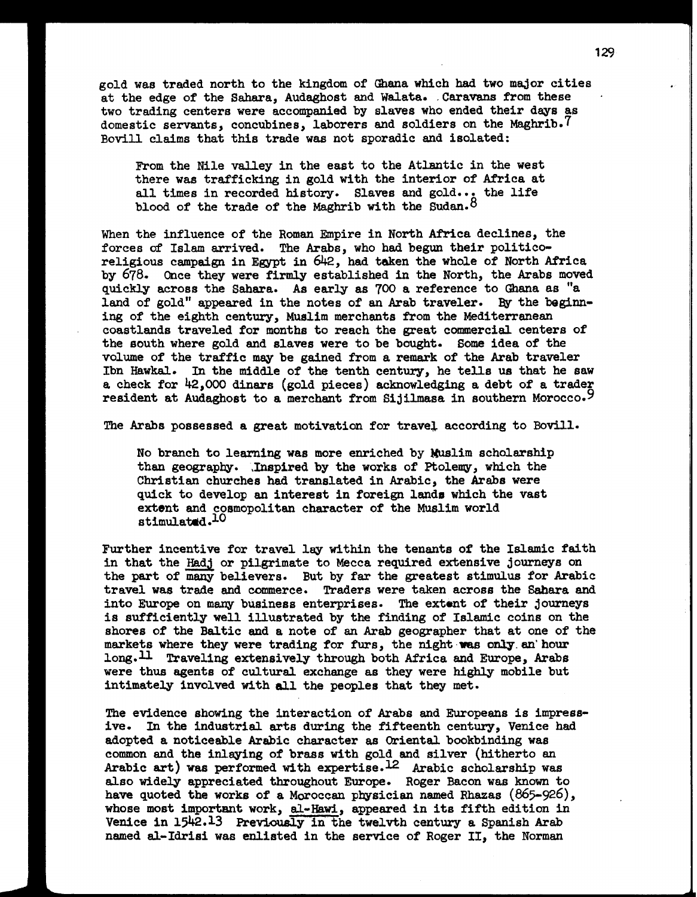gold was traded north to the kingdom of Ghana which had two major cities at the edge of the Sahara, Audaghost and Walata. Caravans from these two trading centers were accompanied by slaves who ended their days as domestic servants, concubines, laborers and soldiers on the Maghrib.[7] Bovill claims that this trade was not sporadic and isolated:

> From the Nile valley in the east to the Atlantic in the west there was trafficking in gold with the interior of Africa at all times in recorded history. Slaves and gold... the life blood of the trade of the Maghrib with the Sudan.[8]

When the influence of the Roman Empire in North Africa declines, the forces of Islam arrived. The Arabs, who had begun their politico-religious campaign in Egypt in 642, had taken the whole of North Africa by 678. Once they were firmly established in the North, the Arabs moved quickly across the Sahara. As early as 700 a reference to Ghana as "a land of gold" appeared in the notes of an Arab traveler. By the beginning of the eighth century, Muslim merchants from the Mediterranean coastlands traveled for months to reach the great commercial centers of the south where gold and slaves were to be bought. Some idea of the volume of the traffic may be gained from a remark of the Arab traveler Ibn Hawkal. In the middle of the tenth century, he tells us that he saw a check for 42,000 dinars (gold pieces) acknowledging a debt of a trader resident at Audaghost to a merchant from Sijilmasa in southern Morocco.[9]

The Arabs possessed a great motivation for travel according to Bovill.

> No branch to learning was more enriched by Muslim scholarship than geography. Inspired by the works of Ptolemy, which the Christian churches had translated in Arabic, the Arabs were quick to develop an interest in foreign lands which the vast extent and cosmopolitan character of the Muslim world stimulated.[10]

Further incentive for travel lay within the tenants of the Islamic faith in that the Hadj or pilgrimate to Mecca required extensive journeys on the part of many believers. But by far the greatest stimulus for Arabic travel was trade and commerce. Traders were taken across the Sahara and into Europe on many business enterprises. The extent of their journeys is sufficiently well illustrated by the finding of Islamic coins on the shores of the Baltic and a note of an Arab geographer that at one of the markets where they were trading for furs, the night was only an hour long.[11] Traveling extensively through both Africa and Europe, Arabs were thus agents of cultural exchange as they were highly mobile but intimately involved with all the peoples that they met.

The evidence showing the interaction of Arabs and Europeans is impressive. In the industrial arts during the fifteenth century, Venice had adopted a noticeable Arabic character as Oriental bookbinding was common and the inlaying of brass with gold and silver (hitherto an Arabic art) was performed with expertise.[12] Arabic scholarship was also widely appreciated throughout Europe. Roger Bacon was known to have quoted the works of a Moroccan physician named Rhazas (865-926), whose most important work, al-Hawi, appeared in its fifth edition in Venice in 1542.[13] Previously in the twelvth century a Spanish Arab named al-Idrisi was enlisted in the service of Roger II, the Norman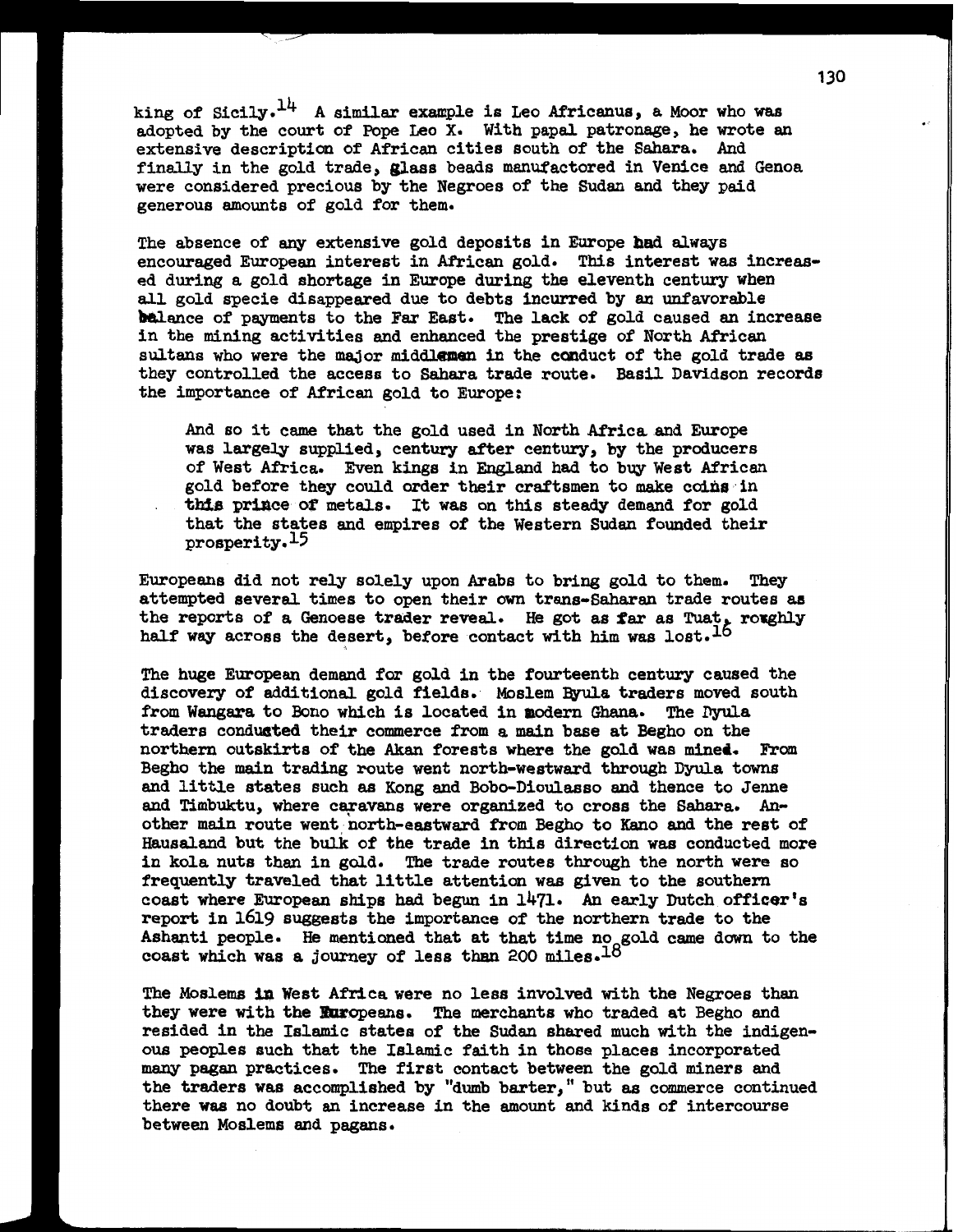king of Sicily.[14] A similar example is Leo Africanus, a Moor who was adopted by the court of Pope Leo X. With papal patronage, he wrote an extensive description of African cities south of the Sahara. And finally in the gold trade, glass beads manufactored in Venice and Genoa were considered precious by the Negroes of the Sudan and they paid generous amounts of gold for them.

The absence of any extensive gold deposits in Europe had always encouraged European interest in African gold. This interest was increased during a gold shortage in Europe during the eleventh century when all gold specie disappeared due to debts incurred by an unfavorable balance of payments to the Far East. The lack of gold caused an increase in the mining activities and enhanced the prestige of North African sultans who were the major middlemen in the conduct of the gold trade as they controlled the access to Sahara trade route. Basil Davidson records the importance of African gold to Europe:

> And so it came that the gold used in North Africa and Europe was largely supplied, century after century, by the producers of West Africa. Even kings in England had to buy West African gold before they could order their craftsmen to make coins in this prince of metals. It was on this steady demand for gold that the states and empires of the Western Sudan founded their prosperity.[15]

Europeans did not rely solely upon Arabs to bring gold to them. They attempted several times to open their own trans-Saharan trade routes as the reports of a Genoese trader reveal. He got as far as Tuat, roughly half way across the desert, before contact with him was lost.[16]

The huge European demand for gold in the fourteenth century caused the discovery of additional gold fields. Moslem Dyula traders moved south from Wangara to Bono which is located in modern Ghana. The Dyula traders conducted their commerce from a main base at Begho on the northern outskirts of the Akan forests where the gold was mined. From Begho the main trading route went north-westward through Dyula towns and little states such as Kong and Bobo-Dioulasso and thence to Jenne and Timbuktu, where caravans were organized to cross the Sahara. Another main route went north-eastward from Begho to Kano and the rest of Hausaland but the bulk of the trade in this direction was conducted more in kola nuts than in gold. The trade routes through the north were so frequently traveled that little attention was given to the southern coast where European ships had begun in 1471. An early Dutch officer's report in 1619 suggests the importance of the northern trade to the Ashanti people. He mentioned that at that time no gold came down to the coast which was a journey of less than 200 miles.[18]

The Moslems in West Africa were no less involved with the Negroes than they were with the Europeans. The merchants who traded at Begho and resided in the Islamic states of the Sudan shared much with the indigenous peoples such that the Islamic faith in those places incorporated many pagan practices. The first contact between the gold miners and the traders was accomplished by "dumb barter," but as commerce continued there was no doubt an increase in the amount and kinds of intercourse between Moslems and pagans.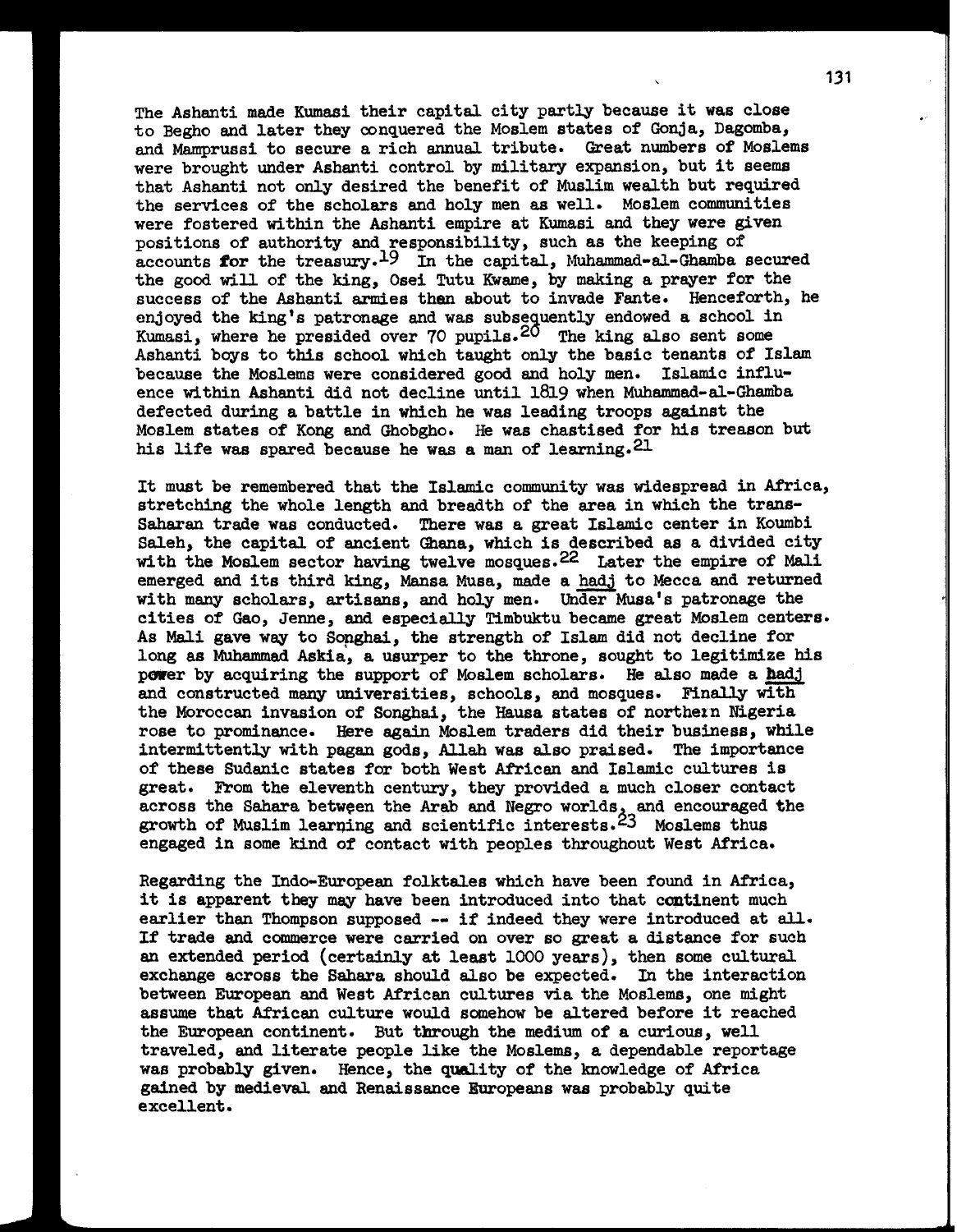The Ashanti made Kumasi their capital city partly because it was close to Begho and later they conquered the Moslem states of Gonja, Dagomba, and Mamprussi to secure a rich annual tribute. Great numbers of Moslems were brought under Ashanti control by military expansion, but it seems that Ashanti not only desired the benefit of Muslim wealth but required the services of the scholars and holy men as well. Moslem communities were fostered within the Ashanti empire at Kumasi and they were given positions of authority and responsibility, such as the keeping of accounts for the treasury.[19] In the capital, Muhammad-al-Ghamba secured the good will of the king, Osei Tutu Kwame, by making a prayer for the success of the Ashanti armies then about to invade Fante. Henceforth, he enjoyed the king's patronage and was subsequently endowed a school in Kumasi, where he presided over 70 pupils.[20] The king also sent some Ashanti boys to this school which taught only the basic tenants of Islam because the Moslems were considered good and holy men. Islamic influence within Ashanti did not decline until 1819 when Muhammad-al-Ghamba defected during a battle in which he was leading troops against the Moslem states of Kong and Ghobgho. He was chastised for his treason but his life was spared because he was a man of learning.[21]

It must be remembered that the Islamic community was widespread in Africa, stretching the whole length and breadth of the area in which the trans-Saharan trade was conducted. There was a great Islamic center in Koumbi Saleh, the capital of ancient Ghana, which is described as a divided city with the Moslem sector having twelve mosques.[22] Later the empire of Mali emerged and its third king, Mansa Musa, made a hadj to Mecca and returned with many scholars, artisans, and holy men. Under Musa's patronage the cities of Gao, Jenne, and especially Timbuktu became great Moslem centers. As Mali gave way to Songhai, the strength of Islam did not decline for long as Muhammad Askia, a usurper to the throne, sought to legitimize his power by acquiring the support of Moslem scholars. He also made a hadj and constructed many universities, schools, and mosques. Finally with the Moroccan invasion of Songhai, the Hausa states of northern Nigeria rose to prominance. Here again Moslem traders did their business, while intermittently with pagan gods, Allah was also praised. The importance of these Sudanic states for both West African and Islamic cultures is great. From the eleventh century, they provided a much closer contact across the Sahara between the Arab and Negro worlds, and encouraged the growth of Muslim learning and scientific interests.[23] Moslems thus engaged in some kind of contact with peoples throughout West Africa.

Regarding the Indo-European folktales which have been found in Africa, it is apparent they may have been introduced into that continent much earlier than Thompson supposed -- if indeed they were introduced at all. If trade and commerce were carried on over so great a distance for such an extended period (certainly at least 1000 years), then some cultural exchange across the Sahara should also be expected. In the interaction between European and West African cultures via the Moslems, one might assume that African culture would somehow be altered before it reached the European continent. But through the medium of a curious, well traveled, and literate people like the Moslems, a dependable reportage was probably given. Hence, the quality of the knowledge of Africa gained by medieval and Renaissance Europeans was probably quite excellent.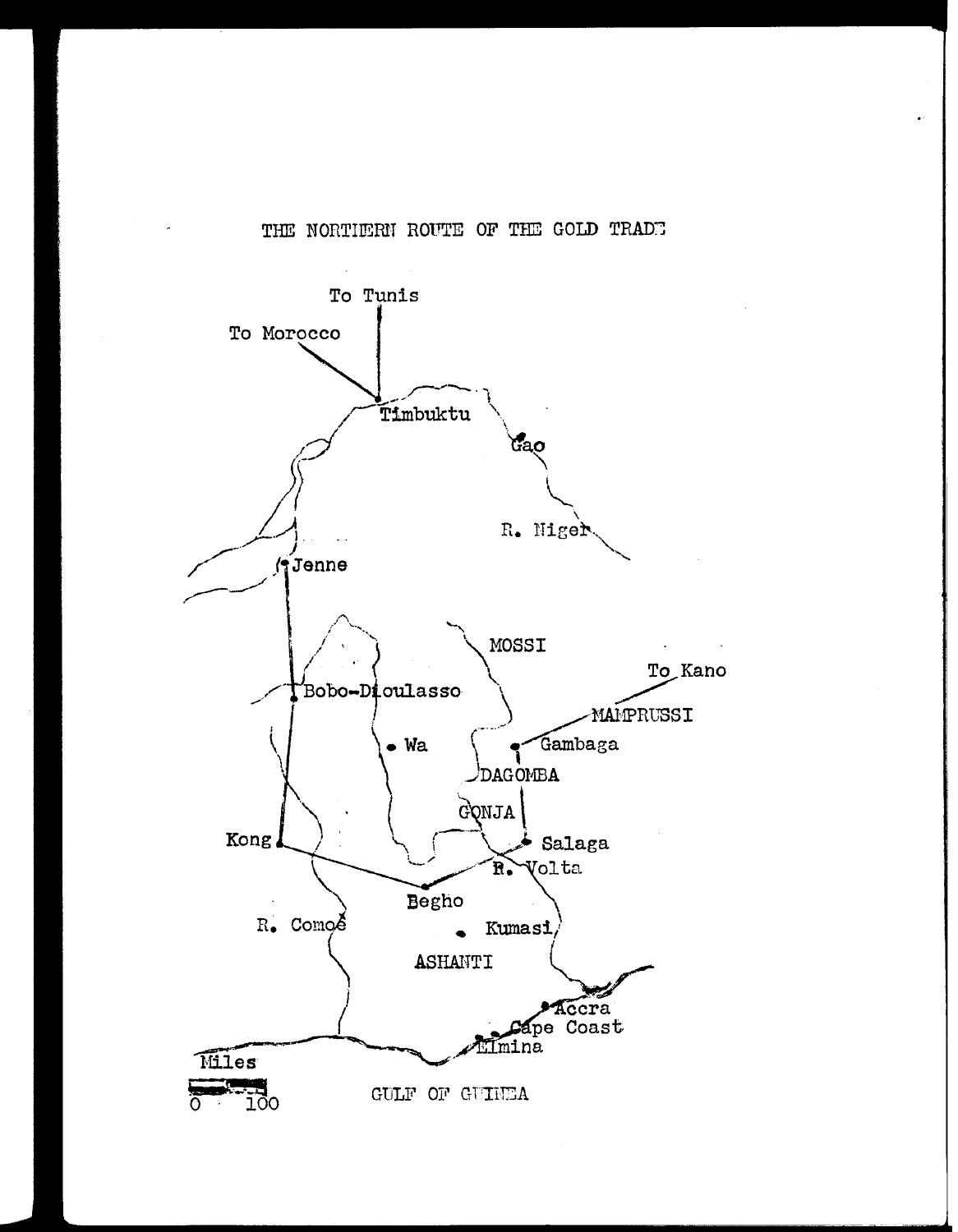# THE NORTHERN ROUTE OF THE GOLD TRADE

To Tunis

To Morocco

Timbuktu

Gao

R. Niger

Jenne

MOSSI

To Kano

Bobo-Dioulasso

MAMPRUSSI

Wa

Gambaga

DAGOMBA

GONJA

Kong

Salaga

R. Volta

Begho

R. Comoé

Kumasi

ASHANTI

Accra

Cape Coast

Elmina

Miles

0 100

GULF OF GUINEA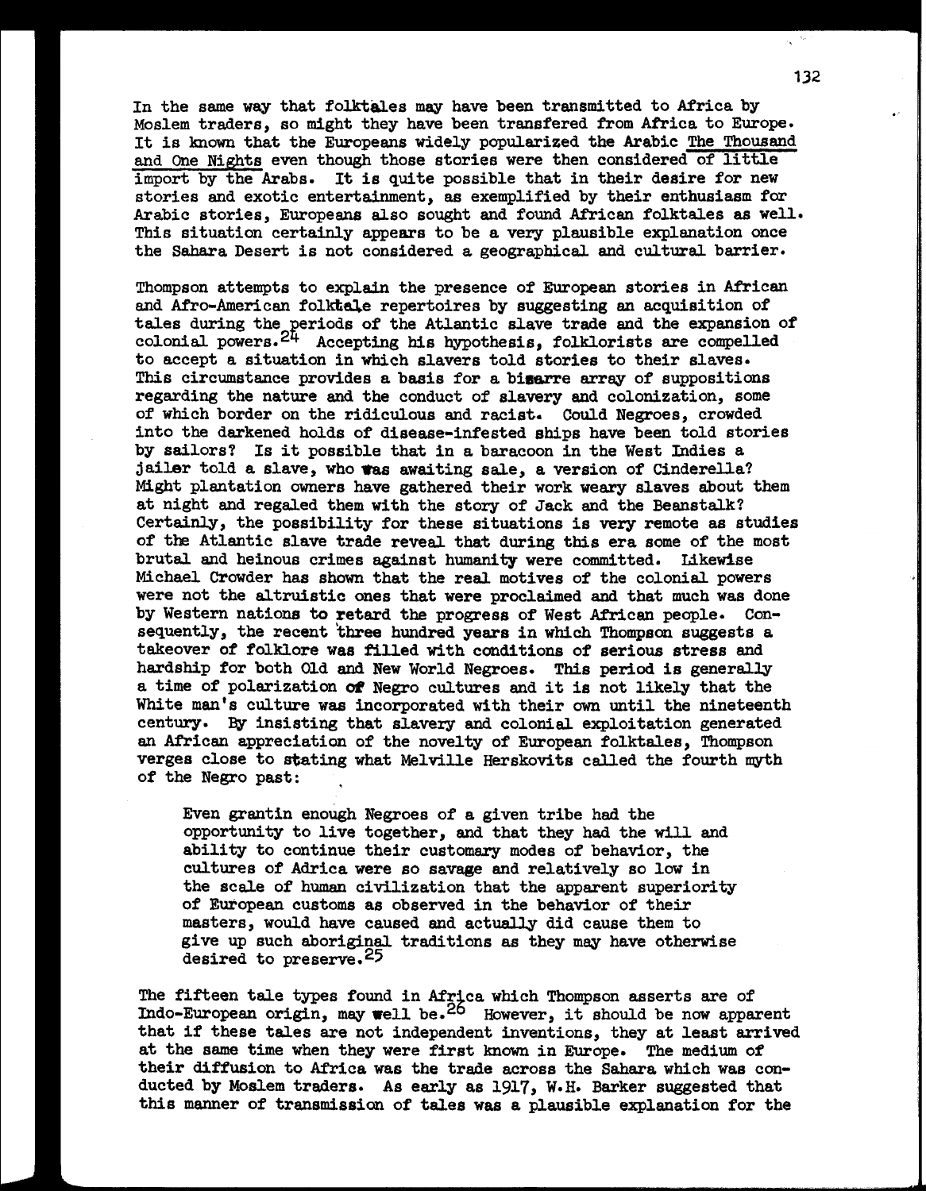In the same way that folktales may have been transmitted to Africa by Moslem traders, so might they have been transfered from Africa to Europe. It is known that the Europeans widely popularized the Arabic The Thousand and One Nights even though those stories were then considered of little import by the Arabs. It is quite possible that in their desire for new stories and exotic entertainment, as exemplified by their enthusiasm for Arabic stories, Europeans also sought and found African folktales as well. This situation certainly appears to be a very plausible explanation once the Sahara Desert is not considered a geographical and cultural barrier.

Thompson attempts to explain the presence of European stories in African and Afro-American folktale repertoires by suggesting an acquisition of tales during the periods of the Atlantic slave trade and the expansion of colonial powers.[24] Accepting his hypothesis, folklorists are compelled to accept a situation in which slavers told stories to their slaves. This circumstance provides a basis for a bizarre array of suppositions regarding the nature and the conduct of slavery and colonization, some of which border on the ridiculous and racist. Could Negroes, crowded into the darkened holds of disease-infested ships have been told stories by sailors? Is it possible that in a baracoon in the West Indies a jailer told a slave, who was awaiting sale, a version of Cinderella? Might plantation owners have gathered their work weary slaves about them at night and regaled them with the story of Jack and the Beanstalk? Certainly, the possibility for these situations is very remote as studies of the Atlantic slave trade reveal that during this era some of the most brutal and heinous crimes against humanity were committed. Likewise Michael Crowder has shown that the real motives of the colonial powers were not the altruistic ones that were proclaimed and that much was done by Western nations to retard the progress of West African people. Consequently, the recent three hundred years in which Thompson suggests a takeover of folklore was filled with conditions of serious stress and hardship for both Old and New World Negroes. This period is generally a time of polarization of Negro cultures and it is not likely that the White man's culture was incorporated with their own until the nineteenth century. By insisting that slavery and colonial exploitation generated an African appreciation of the novelty of European folktales, Thompson verges close to stating what Melville Herskovits called the fourth myth of the Negro past:

> Even grantin enough Negroes of a given tribe had the opportunity to live together, and that they had the will and ability to continue their customary modes of behavior, the cultures of Adrica were so savage and relatively so low in the scale of human civilization that the apparent superiority of European customs as observed in the behavior of their masters, would have caused and actually did cause them to give up such aboriginal traditions as they may have otherwise desired to preserve.[25]

The fifteen tale types found in Africa which Thompson asserts are of Indo-European origin, may well be.[26] However, it should be now apparent that if these tales are not independent inventions, they at least arrived at the same time when they were first known in Europe. The medium of their diffusion to Africa was the trade across the Sahara which was conducted by Moslem traders. As early as 1917, W.H. Barker suggested that this manner of transmission of tales was a plausible explanation for the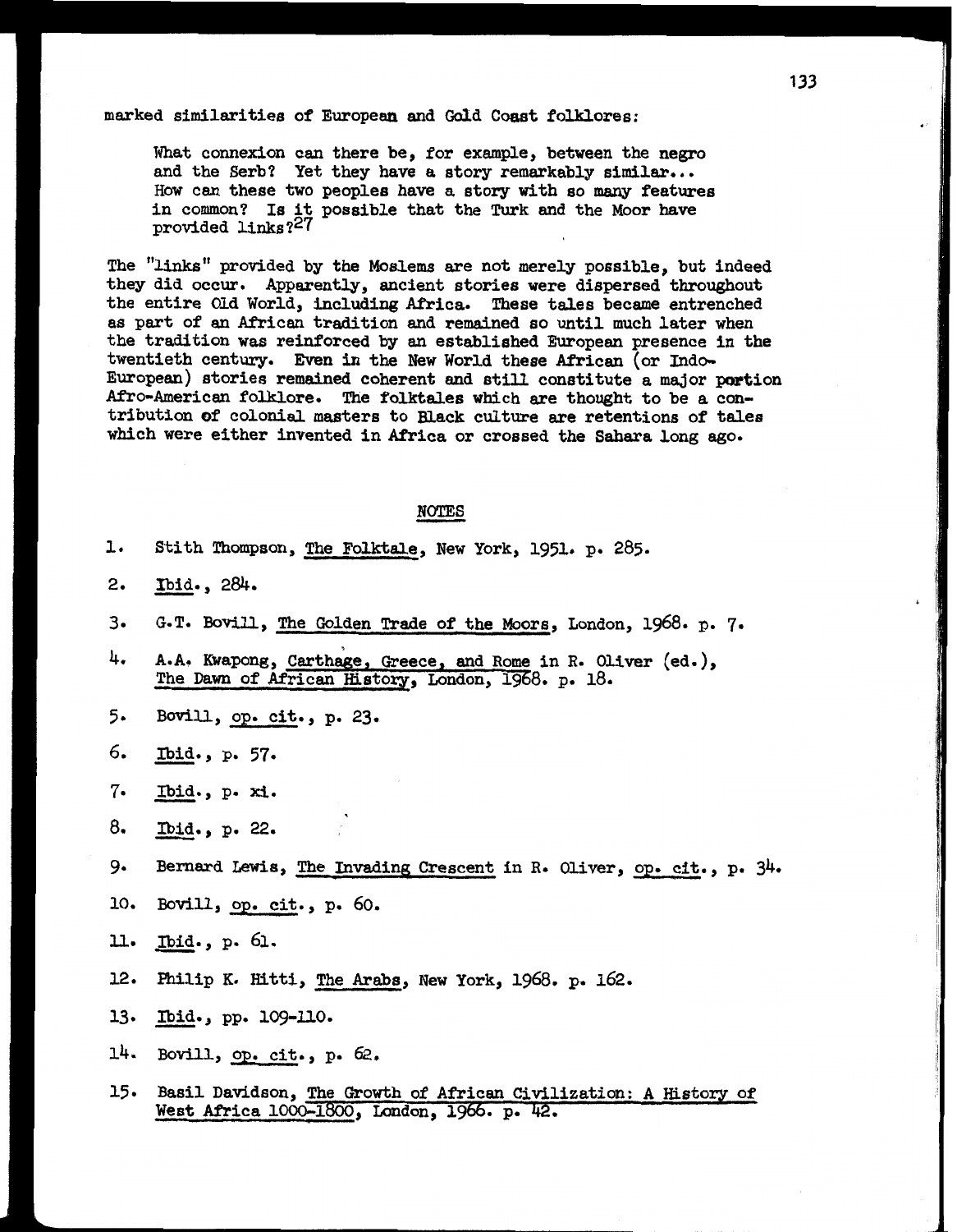marked similarities of European and Gold Coast folklores:

> What connexion can there be, for example, between the negro and the Serb? Yet they have a story remarkably similar... How can these two peoples have a story with so many features in common? Is it possible that the Turk and the Moor have provided links?[27]

The "links" provided by the Moslems are not merely possible, but indeed they did occur. Apparently, ancient stories were dispersed throughout the entire Old World, including Africa. These tales became entrenched as part of an African tradition and remained so until much later when the tradition was reinforced by an established European presence in the twentieth century. Even in the New World these African (or Indo-European) stories remained coherent and still constitute a major portion Afro-American folklore. The folktales which are thought to be a contribution of colonial masters to Black culture are retentions of tales which were either invented in Africa or crossed the Sahara long ago.

## NOTES

1. Stith Thompson, The Folktale, New York, 1951. p. 285.
2. Ibid., 284.
3. G.T. Bovill, The Golden Trade of the Moors, London, 1968. p. 7.
4. A.A. Kwapong, Carthage, Greece, and Rome in R. Oliver (ed.), The Dawn of African History, London, 1968. p. 18.
5. Bovill, op. cit., p. 23.
6. Ibid., p. 57.
7. Ibid., p. xi.
8. Ibid., p. 22.
9. Bernard Lewis, The Invading Crescent in R. Oliver, op. cit., p. 34.
10. Bovill, op. cit., p. 60.
11. Ibid., p. 61.
12. Philip K. Hitti, The Arabs, New York, 1968. p. 162.
13. Ibid., pp. 109-110.
14. Bovill, op. cit., p. 62.
15. Basil Davidson, The Growth of African Civilization: A History of West Africa 1000-1800, London, 1966. p. 42.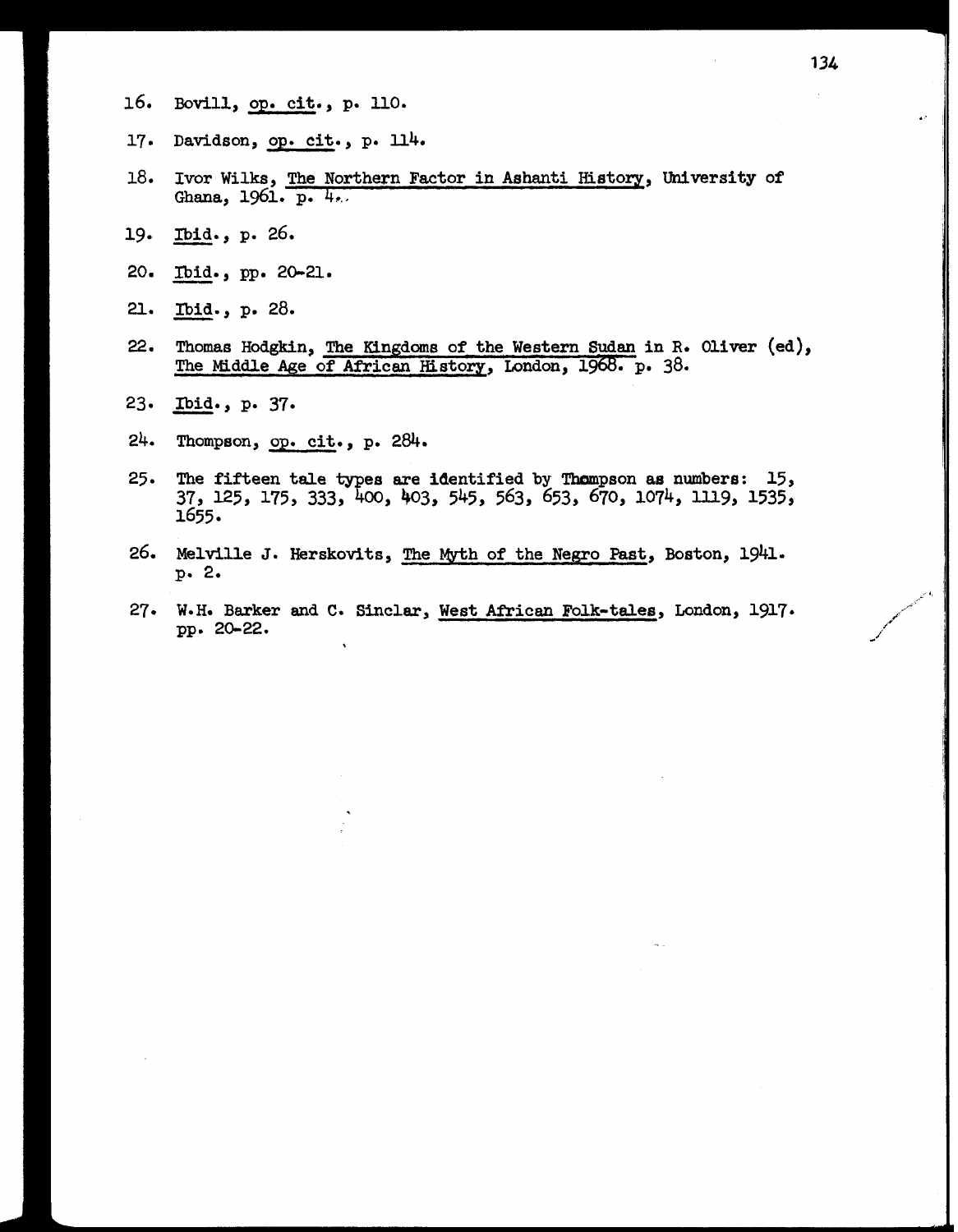16. Bovill, <u>op. cit.</u>, p. 110.

17. Davidson, <u>op. cit.</u>, p. 114.

18. Ivor Wilks, <u>The Northern Factor in Ashanti History</u>, University of Ghana, 1961. p. 4.

19. <u>Ibid.</u>, p. 26.

20. <u>Ibid.</u>, pp. 20-21.

21. <u>Ibid.</u>, p. 28.

22. Thomas Hodgkin, <u>The Kingdoms of the Western Sudan</u> in R. Oliver (ed), <u>The Middle Age of African History</u>, London, 1968. p. 38.

23. <u>Ibid.</u>, p. 37.

24. Thompson, <u>op. cit.</u>, p. 284.

25. The fifteen tale types are identified by Thompson as numbers: 15, 37, 125, 175, 333, 400, 403, 545, 563, 653, 670, 1074, 1119, 1535, 1655.

26. Melville J. Herskovits, <u>The Myth of the Negro Past</u>, Boston, 1941. p. 2.

27. W.H. Barker and C. Sinclar, <u>West African Folk-tales</u>, London, 1917. pp. 20-22.